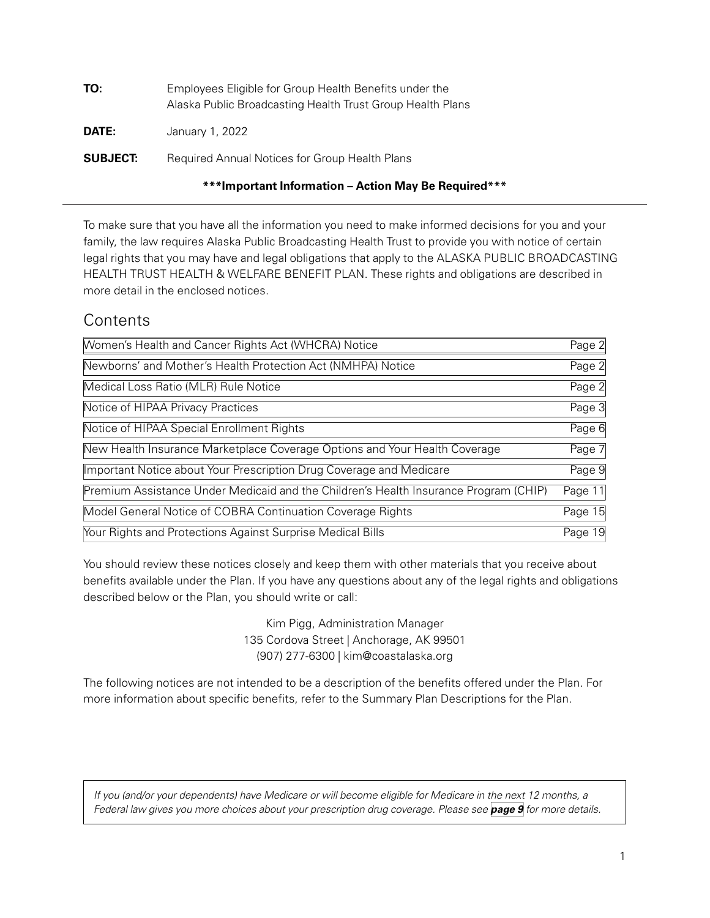**TO:** Employees Eligible for Group Health Benefits under the Alaska Public Broadcasting Health Trust Group Health Plans

**DATE:** January 1, 2022

**SUBJECT:** Required Annual Notices for Group Health Plans

**\*\*\*Important Information – Action May Be Required\*\*\***

---

To make sure that you have all the information you need to make informed decisions for you and your family, the law requires Alaska Public Broadcasting Health Trust to provide you with notice of certain legal rights that you may have and legal obligations that apply to the ALASKA PUBLIC BROADCASTING HEALTH TRUST HEALTH & WELFARE BENEFIT PLAN. These rights and obligations are described in more detail in the enclosed notices.

## Contents

| | |
|---|---|
| Women's Health and Cancer Rights Act (WHCRA) Notice | Page 2 |
| Newborns' and Mother's Health Protection Act (NMHPA) Notice | Page 2 |
| Medical Loss Ratio (MLR) Rule Notice | Page 2 |
| Notice of HIPAA Privacy Practices | Page 3 |
| Notice of HIPAA Special Enrollment Rights | Page 6 |
| New Health Insurance Marketplace Coverage Options and Your Health Coverage | Page 7 |
| Important Notice about Your Prescription Drug Coverage and Medicare | Page 9 |
| Premium Assistance Under Medicaid and the Children's Health Insurance Program (CHIP) | Page 11 |
| Model General Notice of COBRA Continuation Coverage Rights | Page 15 |
| Your Rights and Protections Against Surprise Medical Bills | Page 19 |

You should review these notices closely and keep them with other materials that you receive about benefits available under the Plan. If you have any questions about any of the legal rights and obligations described below or the Plan, you should write or call:

Kim Pigg, Administration Manager
135 Cordova Street | Anchorage, AK 99501
(907) 277-6300 | kim@coastalaska.org

The following notices are not intended to be a description of the benefits offered under the Plan. For more information about specific benefits, refer to the Summary Plan Descriptions for the Plan.

*If you (and/or your dependents) have Medicare or will become eligible for Medicare in the next 12 months, a Federal law gives you more choices about your prescription drug coverage. Please see* ***page 9*** *for more details.*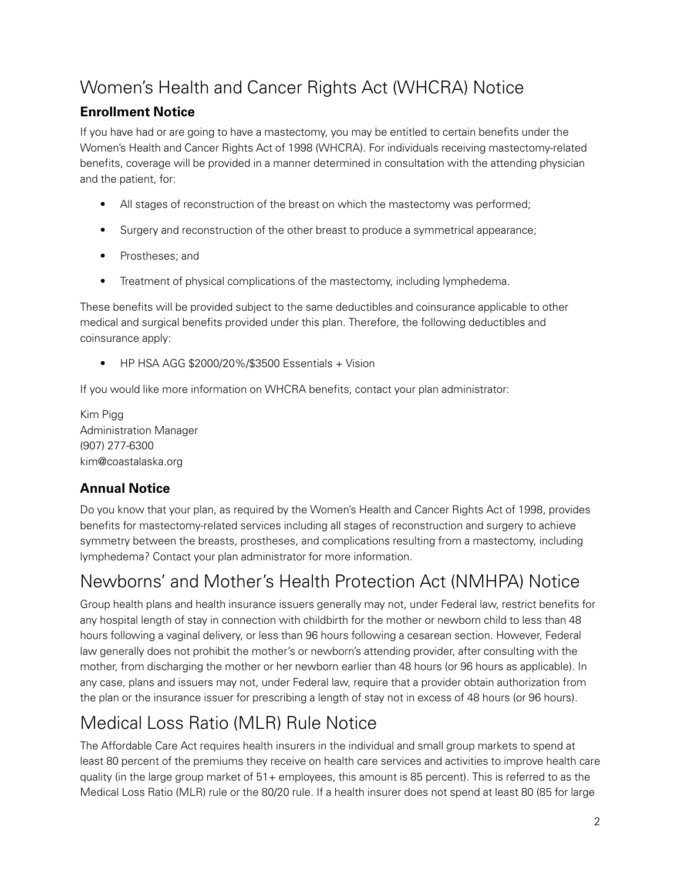# Women's Health and Cancer Rights Act (WHCRA) Notice

### Enrollment Notice

If you have had or are going to have a mastectomy, you may be entitled to certain benefits under the Women's Health and Cancer Rights Act of 1998 (WHCRA). For individuals receiving mastectomy-related benefits, coverage will be provided in a manner determined in consultation with the attending physician and the patient, for:

- All stages of reconstruction of the breast on which the mastectomy was performed;
- Surgery and reconstruction of the other breast to produce a symmetrical appearance;
- Prostheses; and
- Treatment of physical complications of the mastectomy, including lymphedema.

These benefits will be provided subject to the same deductibles and coinsurance applicable to other medical and surgical benefits provided under this plan. Therefore, the following deductibles and coinsurance apply:

- HP HSA AGG $2000/20%/$3500 Essentials + Vision

If you would like more information on WHCRA benefits, contact your plan administrator:

Kim Pigg
Administration Manager
(907) 277-6300
kim@coastalaska.org

### Annual Notice

Do you know that your plan, as required by the Women's Health and Cancer Rights Act of 1998, provides benefits for mastectomy-related services including all stages of reconstruction and surgery to achieve symmetry between the breasts, prostheses, and complications resulting from a mastectomy, including lymphedema? Contact your plan administrator for more information.

# Newborns' and Mother's Health Protection Act (NMHPA) Notice

Group health plans and health insurance issuers generally may not, under Federal law, restrict benefits for any hospital length of stay in connection with childbirth for the mother or newborn child to less than 48 hours following a vaginal delivery, or less than 96 hours following a cesarean section. However, Federal law generally does not prohibit the mother's or newborn's attending provider, after consulting with the mother, from discharging the mother or her newborn earlier than 48 hours (or 96 hours as applicable). In any case, plans and issuers may not, under Federal law, require that a provider obtain authorization from the plan or the insurance issuer for prescribing a length of stay not in excess of 48 hours (or 96 hours).

# Medical Loss Ratio (MLR) Rule Notice

The Affordable Care Act requires health insurers in the individual and small group markets to spend at least 80 percent of the premiums they receive on health care services and activities to improve health care quality (in the large group market of 51+ employees, this amount is 85 percent). This is referred to as the Medical Loss Ratio (MLR) rule or the 80/20 rule. If a health insurer does not spend at least 80 (85 for large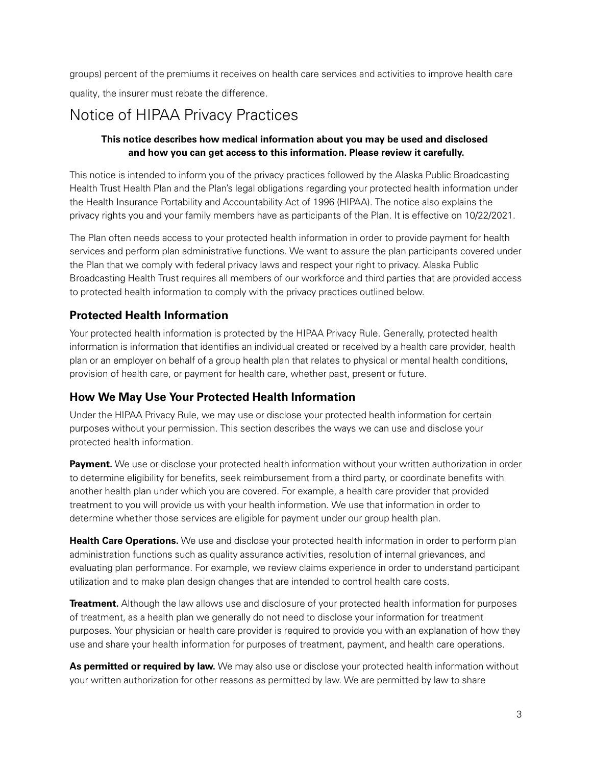groups) percent of the premiums it receives on health care services and activities to improve health care quality, the insurer must rebate the difference.

# Notice of HIPAA Privacy Practices

**This notice describes how medical information about you may be used and disclosed and how you can get access to this information. Please review it carefully.**

This notice is intended to inform you of the privacy practices followed by the Alaska Public Broadcasting Health Trust Health Plan and the Plan's legal obligations regarding your protected health information under the Health Insurance Portability and Accountability Act of 1996 (HIPAA). The notice also explains the privacy rights you and your family members have as participants of the Plan. It is effective on 10/22/2021.

The Plan often needs access to your protected health information in order to provide payment for health services and perform plan administrative functions. We want to assure the plan participants covered under the Plan that we comply with federal privacy laws and respect your right to privacy. Alaska Public Broadcasting Health Trust requires all members of our workforce and third parties that are provided access to protected health information to comply with the privacy practices outlined below.

## Protected Health Information

Your protected health information is protected by the HIPAA Privacy Rule. Generally, protected health information is information that identifies an individual created or received by a health care provider, health plan or an employer on behalf of a group health plan that relates to physical or mental health conditions, provision of health care, or payment for health care, whether past, present or future.

## How We May Use Your Protected Health Information

Under the HIPAA Privacy Rule, we may use or disclose your protected health information for certain purposes without your permission. This section describes the ways we can use and disclose your protected health information.

**Payment.** We use or disclose your protected health information without your written authorization in order to determine eligibility for benefits, seek reimbursement from a third party, or coordinate benefits with another health plan under which you are covered. For example, a health care provider that provided treatment to you will provide us with your health information. We use that information in order to determine whether those services are eligible for payment under our group health plan.

**Health Care Operations.** We use and disclose your protected health information in order to perform plan administration functions such as quality assurance activities, resolution of internal grievances, and evaluating plan performance. For example, we review claims experience in order to understand participant utilization and to make plan design changes that are intended to control health care costs.

**Treatment.** Although the law allows use and disclosure of your protected health information for purposes of treatment, as a health plan we generally do not need to disclose your information for treatment purposes. Your physician or health care provider is required to provide you with an explanation of how they use and share your health information for purposes of treatment, payment, and health care operations.

**As permitted or required by law.** We may also use or disclose your protected health information without your written authorization for other reasons as permitted by law. We are permitted by law to share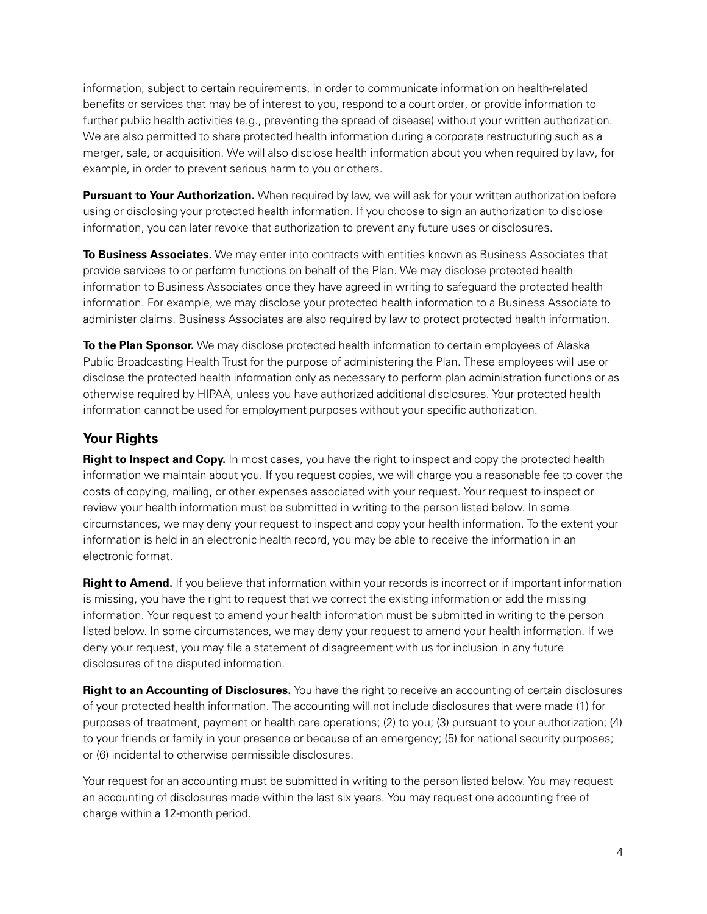information, subject to certain requirements, in order to communicate information on health-related benefits or services that may be of interest to you, respond to a court order, or provide information to further public health activities (e.g., preventing the spread of disease) without your written authorization. We are also permitted to share protected health information during a corporate restructuring such as a merger, sale, or acquisition. We will also disclose health information about you when required by law, for example, in order to prevent serious harm to you or others.

**Pursuant to Your Authorization.** When required by law, we will ask for your written authorization before using or disclosing your protected health information. If you choose to sign an authorization to disclose information, you can later revoke that authorization to prevent any future uses or disclosures.

**To Business Associates.** We may enter into contracts with entities known as Business Associates that provide services to or perform functions on behalf of the Plan. We may disclose protected health information to Business Associates once they have agreed in writing to safeguard the protected health information. For example, we may disclose your protected health information to a Business Associate to administer claims. Business Associates are also required by law to protect protected health information.

**To the Plan Sponsor.** We may disclose protected health information to certain employees of Alaska Public Broadcasting Health Trust for the purpose of administering the Plan. These employees will use or disclose the protected health information only as necessary to perform plan administration functions or as otherwise required by HIPAA, unless you have authorized additional disclosures. Your protected health information cannot be used for employment purposes without your specific authorization.

## Your Rights

**Right to Inspect and Copy.** In most cases, you have the right to inspect and copy the protected health information we maintain about you. If you request copies, we will charge you a reasonable fee to cover the costs of copying, mailing, or other expenses associated with your request. Your request to inspect or review your health information must be submitted in writing to the person listed below. In some circumstances, we may deny your request to inspect and copy your health information. To the extent your information is held in an electronic health record, you may be able to receive the information in an electronic format.

**Right to Amend.** If you believe that information within your records is incorrect or if important information is missing, you have the right to request that we correct the existing information or add the missing information. Your request to amend your health information must be submitted in writing to the person listed below. In some circumstances, we may deny your request to amend your health information. If we deny your request, you may file a statement of disagreement with us for inclusion in any future disclosures of the disputed information.

**Right to an Accounting of Disclosures.** You have the right to receive an accounting of certain disclosures of your protected health information. The accounting will not include disclosures that were made (1) for purposes of treatment, payment or health care operations; (2) to you; (3) pursuant to your authorization; (4) to your friends or family in your presence or because of an emergency; (5) for national security purposes; or (6) incidental to otherwise permissible disclosures.

Your request for an accounting must be submitted in writing to the person listed below. You may request an accounting of disclosures made within the last six years. You may request one accounting free of charge within a 12-month period.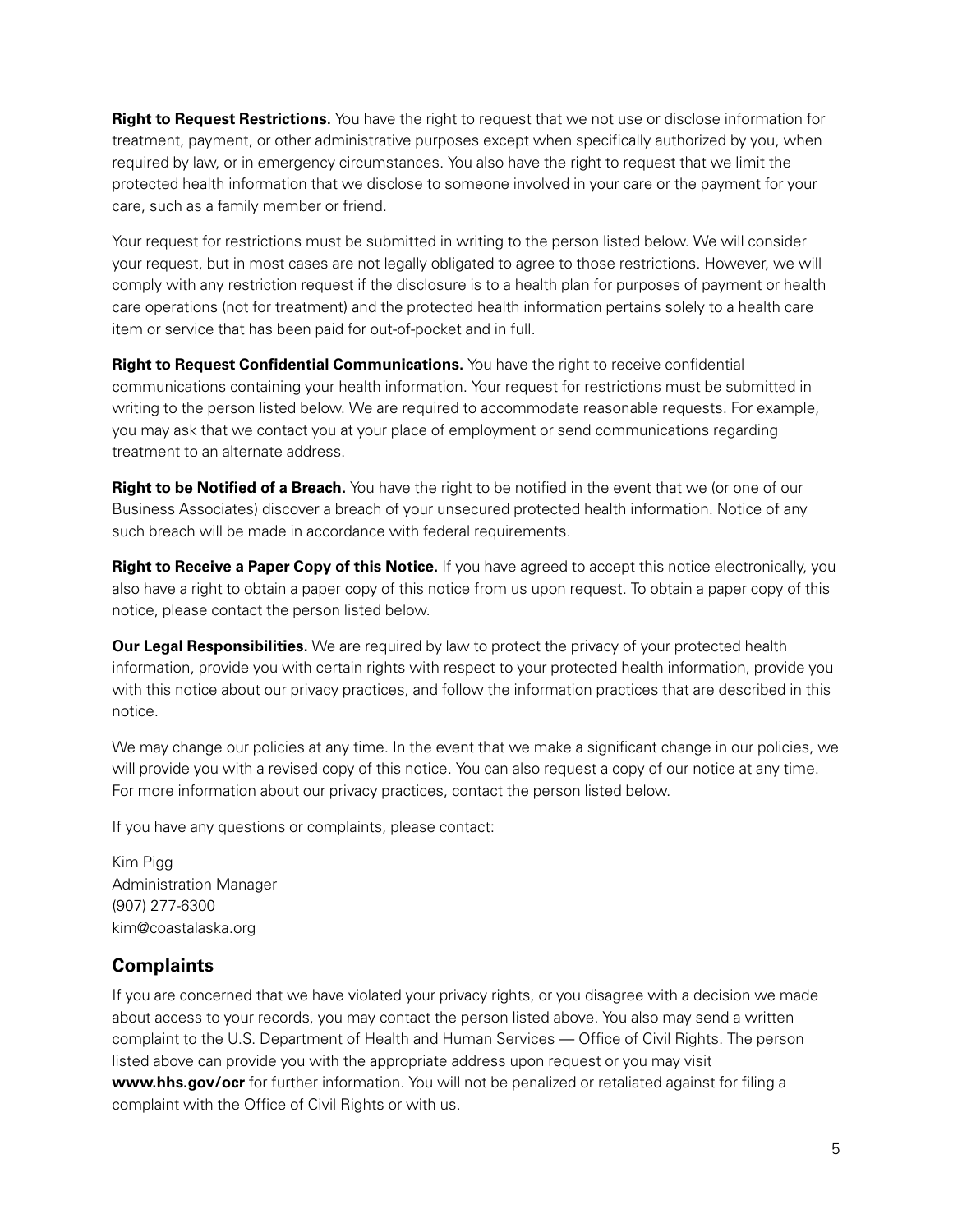**Right to Request Restrictions.** You have the right to request that we not use or disclose information for treatment, payment, or other administrative purposes except when specifically authorized by you, when required by law, or in emergency circumstances. You also have the right to request that we limit the protected health information that we disclose to someone involved in your care or the payment for your care, such as a family member or friend.

Your request for restrictions must be submitted in writing to the person listed below. We will consider your request, but in most cases are not legally obligated to agree to those restrictions. However, we will comply with any restriction request if the disclosure is to a health plan for purposes of payment or health care operations (not for treatment) and the protected health information pertains solely to a health care item or service that has been paid for out-of-pocket and in full.

**Right to Request Confidential Communications.** You have the right to receive confidential communications containing your health information. Your request for restrictions must be submitted in writing to the person listed below. We are required to accommodate reasonable requests. For example, you may ask that we contact you at your place of employment or send communications regarding treatment to an alternate address.

**Right to be Notified of a Breach.** You have the right to be notified in the event that we (or one of our Business Associates) discover a breach of your unsecured protected health information. Notice of any such breach will be made in accordance with federal requirements.

**Right to Receive a Paper Copy of this Notice.** If you have agreed to accept this notice electronically, you also have a right to obtain a paper copy of this notice from us upon request. To obtain a paper copy of this notice, please contact the person listed below.

**Our Legal Responsibilities.** We are required by law to protect the privacy of your protected health information, provide you with certain rights with respect to your protected health information, provide you with this notice about our privacy practices, and follow the information practices that are described in this notice.

We may change our policies at any time. In the event that we make a significant change in our policies, we will provide you with a revised copy of this notice. You can also request a copy of our notice at any time. For more information about our privacy practices, contact the person listed below.

If you have any questions or complaints, please contact:

Kim Pigg
Administration Manager
(907) 277-6300
kim@coastalaska.org

## Complaints

If you are concerned that we have violated your privacy rights, or you disagree with a decision we made about access to your records, you may contact the person listed above. You also may send a written complaint to the U.S. Department of Health and Human Services — Office of Civil Rights. The person listed above can provide you with the appropriate address upon request or you may visit **www.hhs.gov/ocr** for further information. You will not be penalized or retaliated against for filing a complaint with the Office of Civil Rights or with us.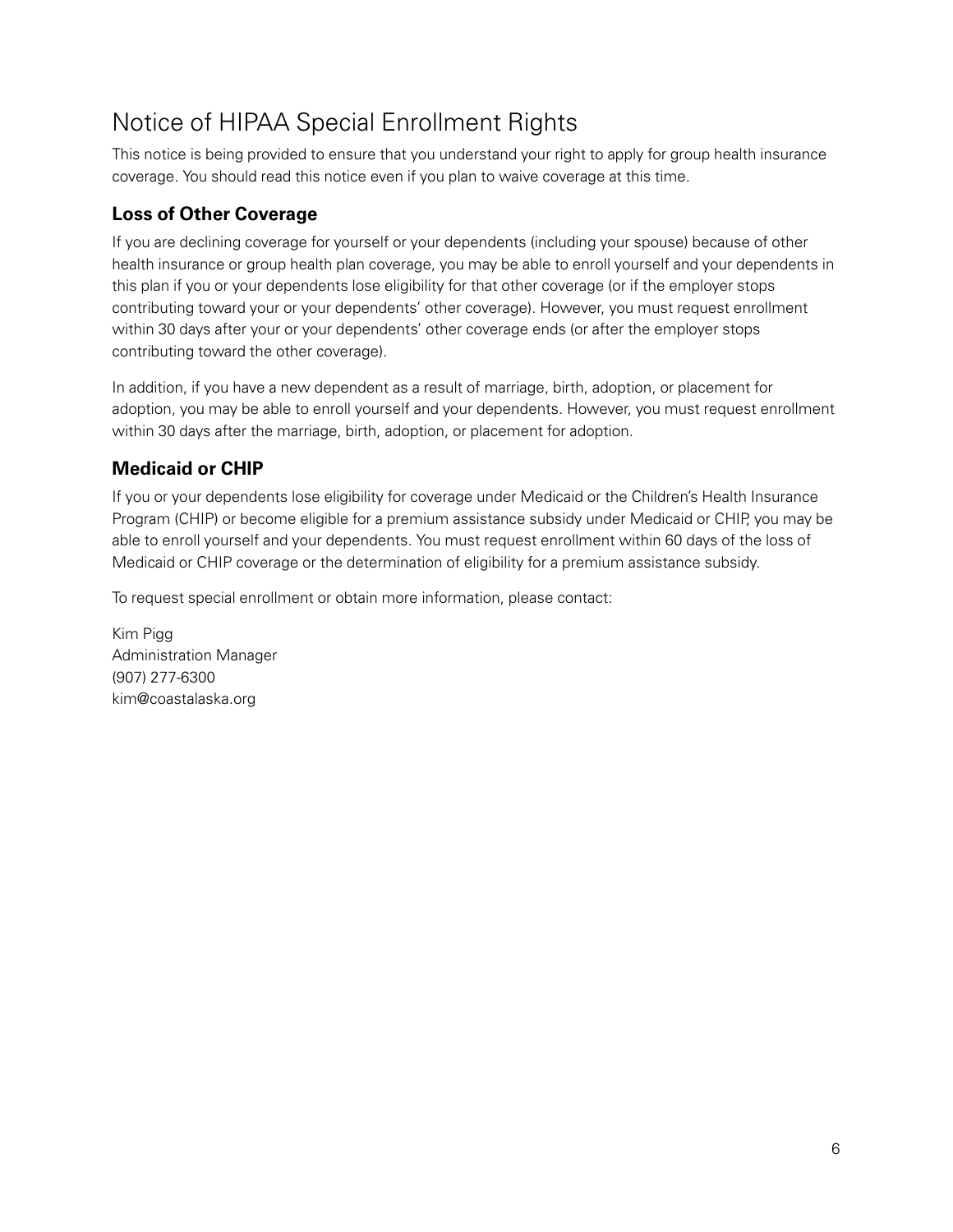# Notice of HIPAA Special Enrollment Rights

This notice is being provided to ensure that you understand your right to apply for group health insurance coverage. You should read this notice even if you plan to waive coverage at this time.

## Loss of Other Coverage

If you are declining coverage for yourself or your dependents (including your spouse) because of other health insurance or group health plan coverage, you may be able to enroll yourself and your dependents in this plan if you or your dependents lose eligibility for that other coverage (or if the employer stops contributing toward your or your dependents' other coverage). However, you must request enrollment within 30 days after your or your dependents' other coverage ends (or after the employer stops contributing toward the other coverage).

In addition, if you have a new dependent as a result of marriage, birth, adoption, or placement for adoption, you may be able to enroll yourself and your dependents. However, you must request enrollment within 30 days after the marriage, birth, adoption, or placement for adoption.

## Medicaid or CHIP

If you or your dependents lose eligibility for coverage under Medicaid or the Children's Health Insurance Program (CHIP) or become eligible for a premium assistance subsidy under Medicaid or CHIP, you may be able to enroll yourself and your dependents. You must request enrollment within 60 days of the loss of Medicaid or CHIP coverage or the determination of eligibility for a premium assistance subsidy.

To request special enrollment or obtain more information, please contact:

Kim Pigg
Administration Manager
(907) 277-6300
kim@coastalaska.org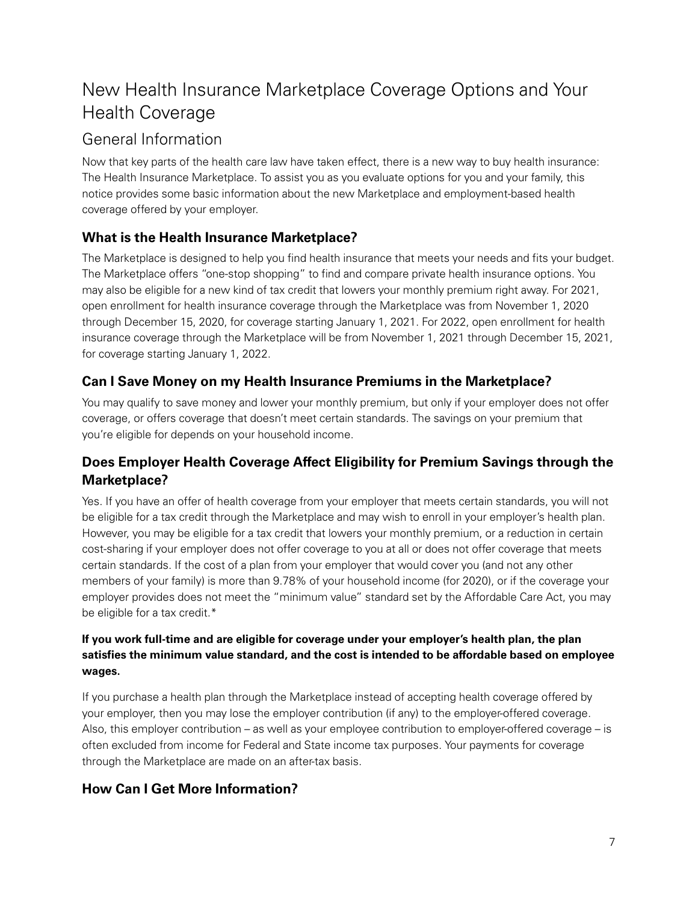# New Health Insurance Marketplace Coverage Options and Your Health Coverage

## General Information

Now that key parts of the health care law have taken effect, there is a new way to buy health insurance: The Health Insurance Marketplace. To assist you as you evaluate options for you and your family, this notice provides some basic information about the new Marketplace and employment-based health coverage offered by your employer.

### What is the Health Insurance Marketplace?

The Marketplace is designed to help you find health insurance that meets your needs and fits your budget. The Marketplace offers "one-stop shopping" to find and compare private health insurance options. You may also be eligible for a new kind of tax credit that lowers your monthly premium right away. For 2021, open enrollment for health insurance coverage through the Marketplace was from November 1, 2020 through December 15, 2020, for coverage starting January 1, 2021. For 2022, open enrollment for health insurance coverage through the Marketplace will be from November 1, 2021 through December 15, 2021, for coverage starting January 1, 2022.

### Can I Save Money on my Health Insurance Premiums in the Marketplace?

You may qualify to save money and lower your monthly premium, but only if your employer does not offer coverage, or offers coverage that doesn't meet certain standards. The savings on your premium that you're eligible for depends on your household income.

### Does Employer Health Coverage Affect Eligibility for Premium Savings through the Marketplace?

Yes. If you have an offer of health coverage from your employer that meets certain standards, you will not be eligible for a tax credit through the Marketplace and may wish to enroll in your employer's health plan. However, you may be eligible for a tax credit that lowers your monthly premium, or a reduction in certain cost-sharing if your employer does not offer coverage to you at all or does not offer coverage that meets certain standards. If the cost of a plan from your employer that would cover you (and not any other members of your family) is more than 9.78% of your household income (for 2020), or if the coverage your employer provides does not meet the "minimum value" standard set by the Affordable Care Act, you may be eligible for a tax credit.*

**If you work full-time and are eligible for coverage under your employer's health plan, the plan satisfies the minimum value standard, and the cost is intended to be affordable based on employee wages.**

If you purchase a health plan through the Marketplace instead of accepting health coverage offered by your employer, then you may lose the employer contribution (if any) to the employer-offered coverage. Also, this employer contribution – as well as your employee contribution to employer-offered coverage – is often excluded from income for Federal and State income tax purposes. Your payments for coverage through the Marketplace are made on an after-tax basis.

### How Can I Get More Information?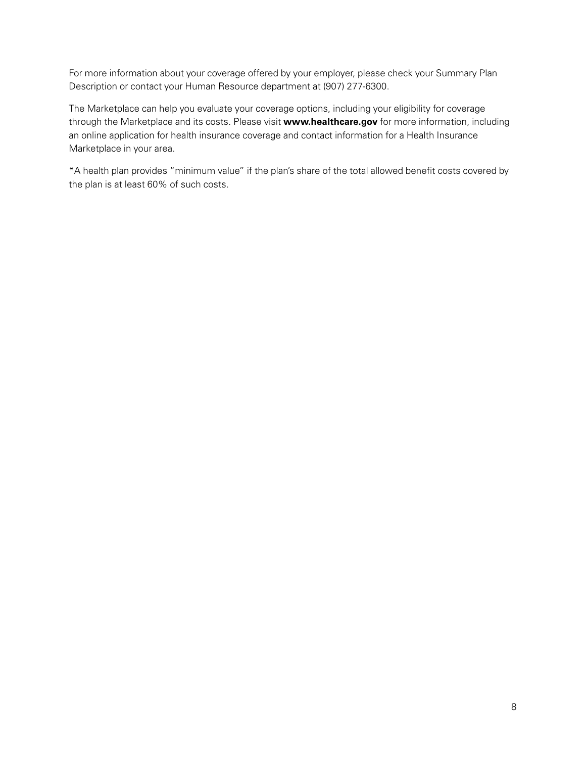For more information about your coverage offered by your employer, please check your Summary Plan Description or contact your Human Resource department at (907) 277-6300.

The Marketplace can help you evaluate your coverage options, including your eligibility for coverage through the Marketplace and its costs. Please visit **www.healthcare.gov** for more information, including an online application for health insurance coverage and contact information for a Health Insurance Marketplace in your area.

*A health plan provides "minimum value" if the plan's share of the total allowed benefit costs covered by the plan is at least 60% of such costs.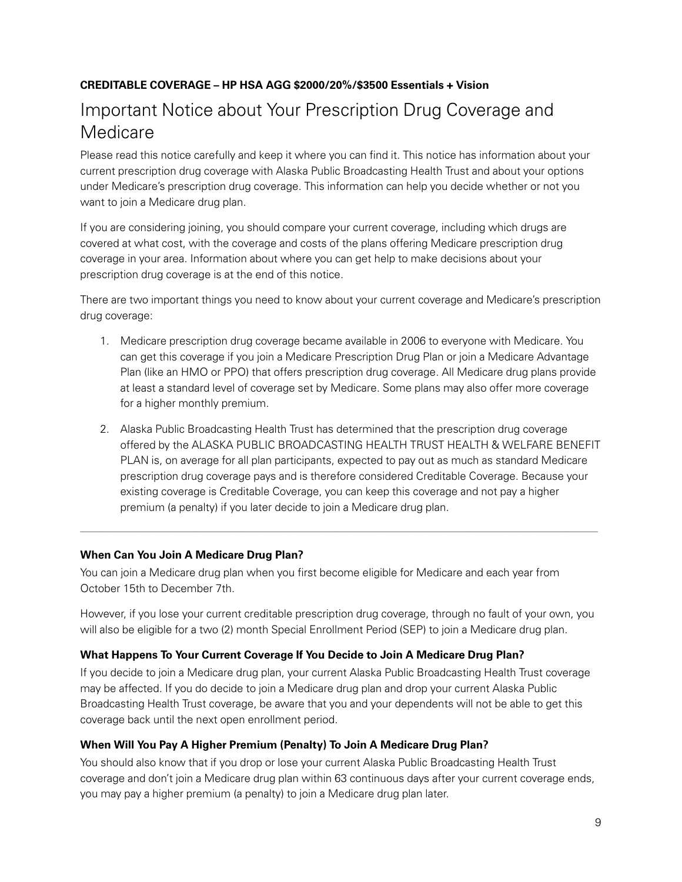**CREDITABLE COVERAGE – HP HSA AGG $2000/20%/$3500 Essentials + Vision**

# Important Notice about Your Prescription Drug Coverage and Medicare

Please read this notice carefully and keep it where you can find it. This notice has information about your current prescription drug coverage with Alaska Public Broadcasting Health Trust and about your options under Medicare's prescription drug coverage. This information can help you decide whether or not you want to join a Medicare drug plan.

If you are considering joining, you should compare your current coverage, including which drugs are covered at what cost, with the coverage and costs of the plans offering Medicare prescription drug coverage in your area. Information about where you can get help to make decisions about your prescription drug coverage is at the end of this notice.

There are two important things you need to know about your current coverage and Medicare's prescription drug coverage:

1. Medicare prescription drug coverage became available in 2006 to everyone with Medicare. You can get this coverage if you join a Medicare Prescription Drug Plan or join a Medicare Advantage Plan (like an HMO or PPO) that offers prescription drug coverage. All Medicare drug plans provide at least a standard level of coverage set by Medicare. Some plans may also offer more coverage for a higher monthly premium.
2. Alaska Public Broadcasting Health Trust has determined that the prescription drug coverage offered by the ALASKA PUBLIC BROADCASTING HEALTH TRUST HEALTH & WELFARE BENEFIT PLAN is, on average for all plan participants, expected to pay out as much as standard Medicare prescription drug coverage pays and is therefore considered Creditable Coverage. Because your existing coverage is Creditable Coverage, you can keep this coverage and not pay a higher premium (a penalty) if you later decide to join a Medicare drug plan.

---

**When Can You Join A Medicare Drug Plan?**

You can join a Medicare drug plan when you first become eligible for Medicare and each year from October 15th to December 7th.

However, if you lose your current creditable prescription drug coverage, through no fault of your own, you will also be eligible for a two (2) month Special Enrollment Period (SEP) to join a Medicare drug plan.

**What Happens To Your Current Coverage If You Decide to Join A Medicare Drug Plan?**

If you decide to join a Medicare drug plan, your current Alaska Public Broadcasting Health Trust coverage may be affected. If you do decide to join a Medicare drug plan and drop your current Alaska Public Broadcasting Health Trust coverage, be aware that you and your dependents will not be able to get this coverage back until the next open enrollment period.

**When Will You Pay A Higher Premium (Penalty) To Join A Medicare Drug Plan?**

You should also know that if you drop or lose your current Alaska Public Broadcasting Health Trust coverage and don't join a Medicare drug plan within 63 continuous days after your current coverage ends, you may pay a higher premium (a penalty) to join a Medicare drug plan later.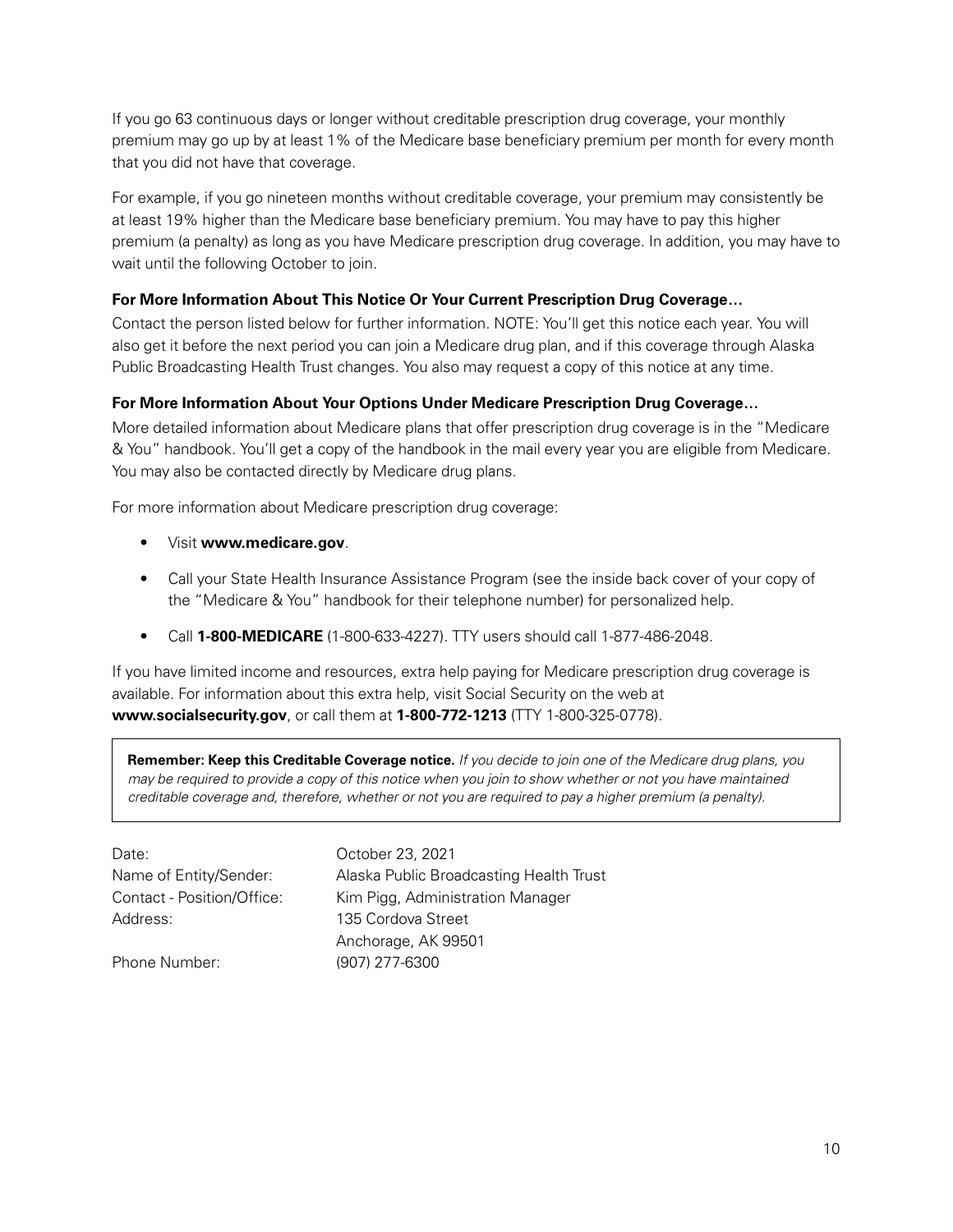If you go 63 continuous days or longer without creditable prescription drug coverage, your monthly premium may go up by at least 1% of the Medicare base beneficiary premium per month for every month that you did not have that coverage.

For example, if you go nineteen months without creditable coverage, your premium may consistently be at least 19% higher than the Medicare base beneficiary premium. You may have to pay this higher premium (a penalty) as long as you have Medicare prescription drug coverage. In addition, you may have to wait until the following October to join.

**For More Information About This Notice Or Your Current Prescription Drug Coverage…**

Contact the person listed below for further information. NOTE: You'll get this notice each year. You will also get it before the next period you can join a Medicare drug plan, and if this coverage through Alaska Public Broadcasting Health Trust changes. You also may request a copy of this notice at any time.

**For More Information About Your Options Under Medicare Prescription Drug Coverage…**

More detailed information about Medicare plans that offer prescription drug coverage is in the "Medicare & You" handbook. You'll get a copy of the handbook in the mail every year you are eligible from Medicare. You may also be contacted directly by Medicare drug plans.

For more information about Medicare prescription drug coverage:

- Visit **www.medicare.gov**.
- Call your State Health Insurance Assistance Program (see the inside back cover of your copy of the "Medicare & You" handbook for their telephone number) for personalized help.
- Call **1-800-MEDICARE** (1-800-633-4227). TTY users should call 1-877-486-2048.

If you have limited income and resources, extra help paying for Medicare prescription drug coverage is available. For information about this extra help, visit Social Security on the web at **www.socialsecurity.gov**, or call them at **1-800-772-1213** (TTY 1-800-325-0778).

> **Remember: Keep this Creditable Coverage notice.** *If you decide to join one of the Medicare drug plans, you may be required to provide a copy of this notice when you join to show whether or not you have maintained creditable coverage and, therefore, whether or not you are required to pay a higher premium (a penalty).*

| | |
|---|---|
| Date: | October 23, 2021 |
| Name of Entity/Sender: | Alaska Public Broadcasting Health Trust |
| Contact - Position/Office: | Kim Pigg, Administration Manager |
| Address: | 135 Cordova Street<br>Anchorage, AK 99501 |
| Phone Number: | (907) 277-6300 |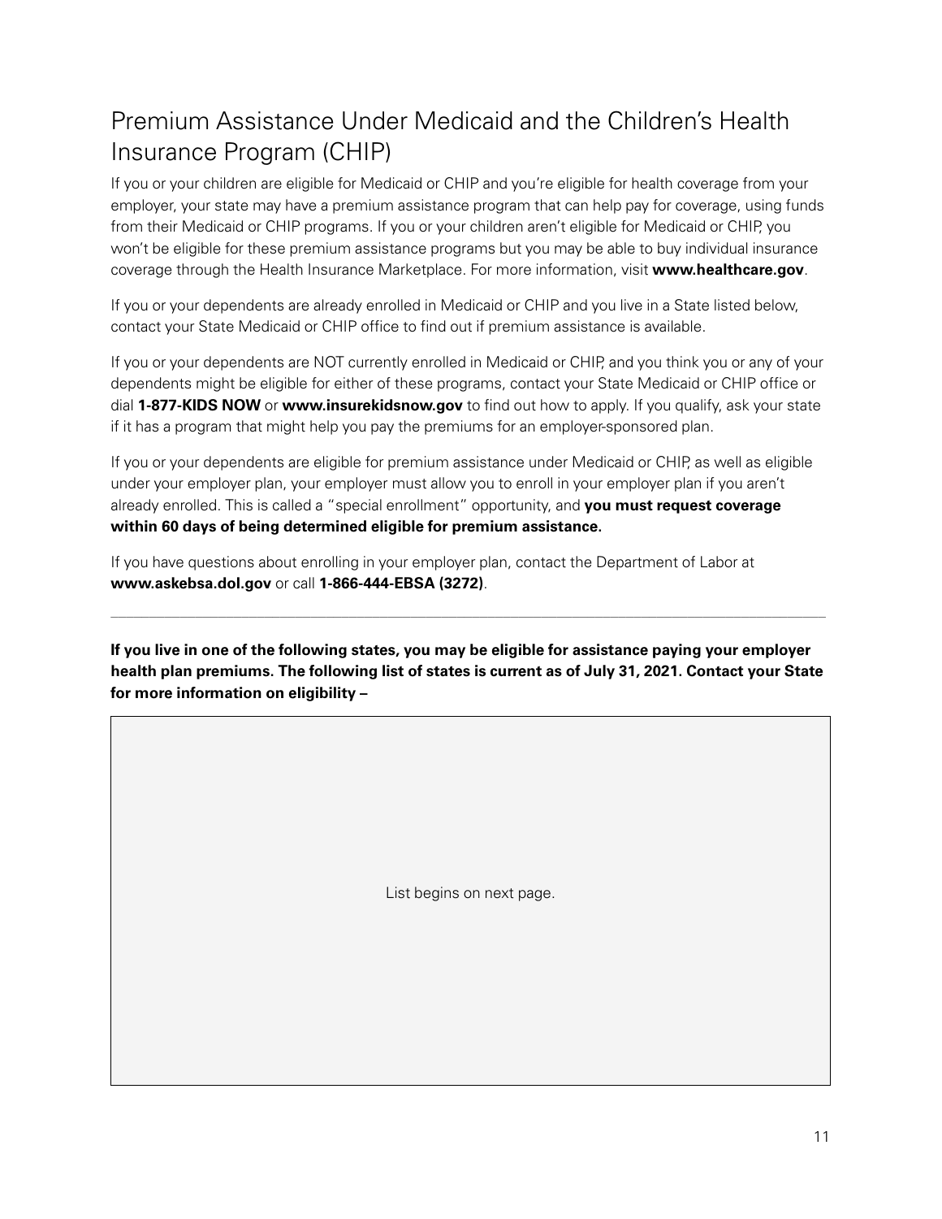# Premium Assistance Under Medicaid and the Children's Health Insurance Program (CHIP)

If you or your children are eligible for Medicaid or CHIP and you're eligible for health coverage from your employer, your state may have a premium assistance program that can help pay for coverage, using funds from their Medicaid or CHIP programs. If you or your children aren't eligible for Medicaid or CHIP, you won't be eligible for these premium assistance programs but you may be able to buy individual insurance coverage through the Health Insurance Marketplace. For more information, visit **www.healthcare.gov**.

If you or your dependents are already enrolled in Medicaid or CHIP and you live in a State listed below, contact your State Medicaid or CHIP office to find out if premium assistance is available.

If you or your dependents are NOT currently enrolled in Medicaid or CHIP, and you think you or any of your dependents might be eligible for either of these programs, contact your State Medicaid or CHIP office or dial **1-877-KIDS NOW** or **www.insurekidsnow.gov** to find out how to apply. If you qualify, ask your state if it has a program that might help you pay the premiums for an employer-sponsored plan.

If you or your dependents are eligible for premium assistance under Medicaid or CHIP, as well as eligible under your employer plan, your employer must allow you to enroll in your employer plan if you aren't already enrolled. This is called a "special enrollment" opportunity, and **you must request coverage within 60 days of being determined eligible for premium assistance.**

If you have questions about enrolling in your employer plan, contact the Department of Labor at **www.askebsa.dol.gov** or call **1-866-444-EBSA (3272)**.

---

**If you live in one of the following states, you may be eligible for assistance paying your employer health plan premiums. The following list of states is current as of July 31, 2021. Contact your State for more information on eligibility –**

List begins on next page.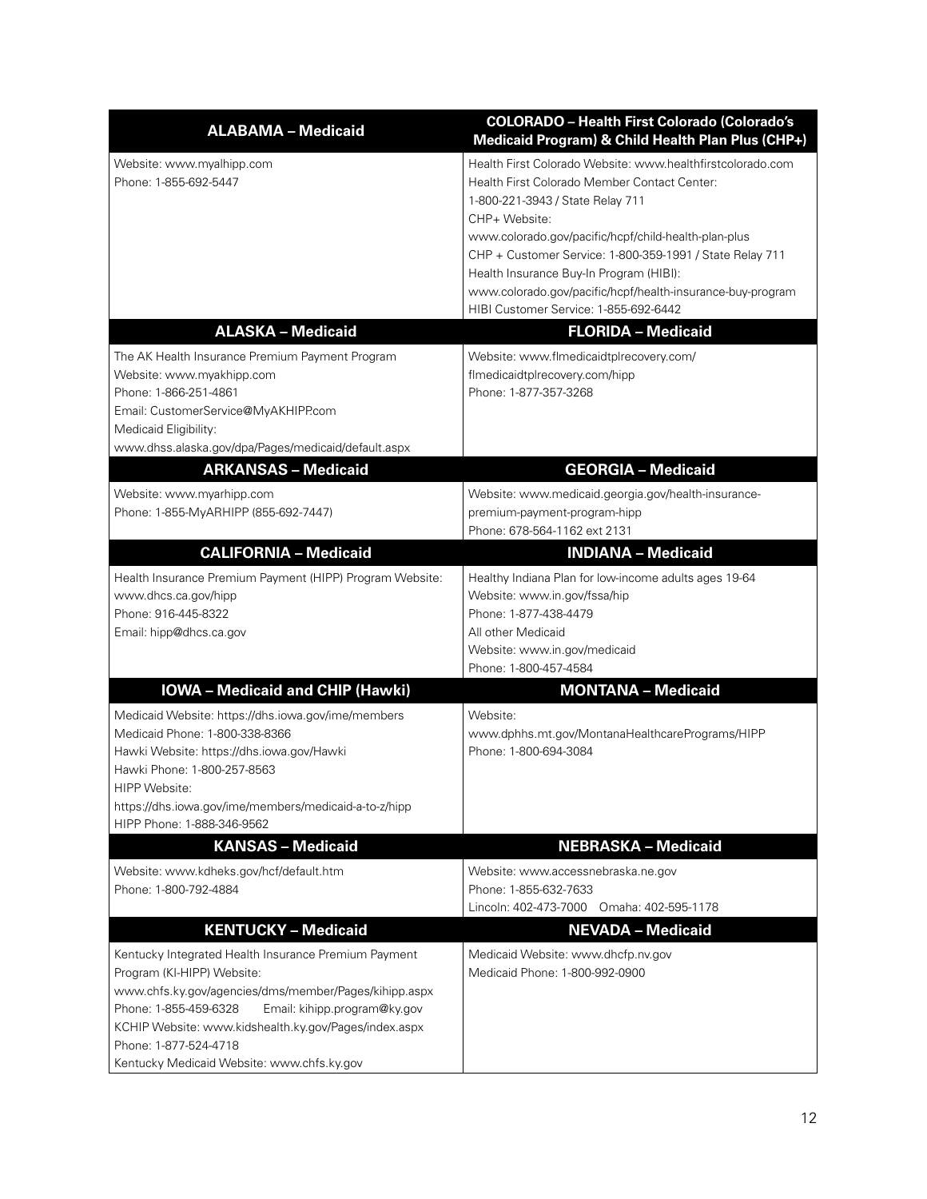| ALABAMA – Medicaid | COLORADO – Health First Colorado (Colorado's Medicaid Program) & Child Health Plan Plus (CHP+) |
|---|---|
| Website: www.myalhipp.com<br>Phone: 1-855-692-5447 | Health First Colorado Website: www.healthfirstcolorado.com<br>Health First Colorado Member Contact Center:<br>1-800-221-3943 / State Relay 711<br>CHP+ Website:<br>www.colorado.gov/pacific/hcpf/child-health-plan-plus<br>CHP + Customer Service: 1-800-359-1991 / State Relay 711<br>Health Insurance Buy-In Program (HIBI):<br>www.colorado.gov/pacific/hcpf/health-insurance-buy-program<br>HIBI Customer Service: 1-855-692-6442 |
| **ALASKA – Medicaid** | **FLORIDA – Medicaid** |
| The AK Health Insurance Premium Payment Program<br>Website: www.myakhipp.com<br>Phone: 1-866-251-4861<br>Email: CustomerService@MyAKHIPP.com<br>Medicaid Eligibility:<br>www.dhss.alaska.gov/dpa/Pages/medicaid/default.aspx | Website: www.flmedicaidtplrecovery.com/<br>flmedicaidtplrecovery.com/hipp<br>Phone: 1-877-357-3268 |
| **ARKANSAS – Medicaid** | **GEORGIA – Medicaid** |
| Website: www.myarhipp.com<br>Phone: 1-855-MyARHIPP (855-692-7447) | Website: www.medicaid.georgia.gov/health-insurance-premium-payment-program-hipp<br>Phone: 678-564-1162 ext 2131 |
| **CALIFORNIA – Medicaid** | **INDIANA – Medicaid** |
| Health Insurance Premium Payment (HIPP) Program Website:<br>www.dhcs.ca.gov/hipp<br>Phone: 916-445-8322<br>Email: hipp@dhcs.ca.gov | Healthy Indiana Plan for low-income adults ages 19-64<br>Website: www.in.gov/fssa/hip<br>Phone: 1-877-438-4479<br>All other Medicaid<br>Website: www.in.gov/medicaid<br>Phone: 1-800-457-4584 |
| **IOWA – Medicaid and CHIP (Hawki)** | **MONTANA – Medicaid** |
| Medicaid Website: https://dhs.iowa.gov/ime/members<br>Medicaid Phone: 1-800-338-8366<br>Hawki Website: https://dhs.iowa.gov/Hawki<br>Hawki Phone: 1-800-257-8563<br>HIPP Website:<br>https://dhs.iowa.gov/ime/members/medicaid-a-to-z/hipp<br>HIPP Phone: 1-888-346-9562 | Website:<br>www.dphhs.mt.gov/MontanaHealthcarePrograms/HIPP<br>Phone: 1-800-694-3084 |
| **KANSAS – Medicaid** | **NEBRASKA – Medicaid** |
| Website: www.kdheks.gov/hcf/default.htm<br>Phone: 1-800-792-4884 | Website: www.accessnebraska.ne.gov<br>Phone: 1-855-632-7633<br>Lincoln: 402-473-7000 Omaha: 402-595-1178 |
| **KENTUCKY – Medicaid** | **NEVADA – Medicaid** |
| Kentucky Integrated Health Insurance Premium Payment Program (KI-HIPP) Website:<br>www.chfs.ky.gov/agencies/dms/member/Pages/kihipp.aspx<br>Phone: 1-855-459-6328 Email: kihipp.program@ky.gov<br>KCHIP Website: www.kidshealth.ky.gov/Pages/index.aspx<br>Phone: 1-877-524-4718<br>Kentucky Medicaid Website: www.chfs.ky.gov | Medicaid Website: www.dhcfp.nv.gov<br>Medicaid Phone: 1-800-992-0900 |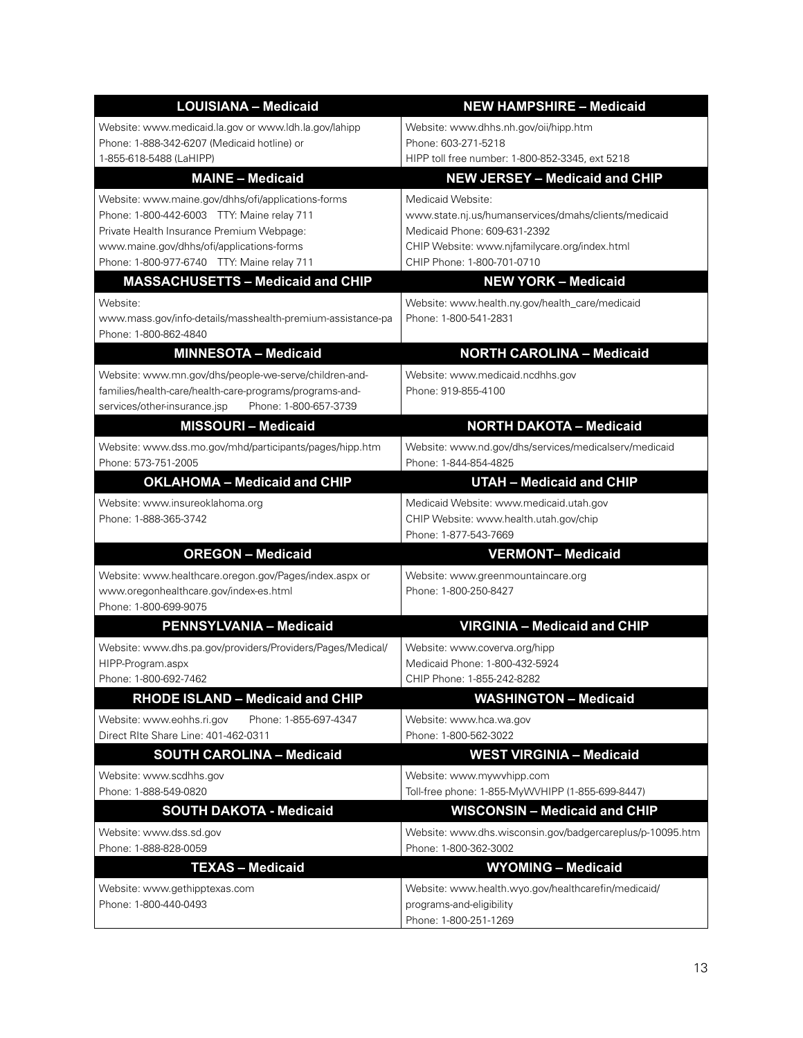| LOUISIANA – Medicaid | NEW HAMPSHIRE – Medicaid |
| --- | --- |
| Website: www.medicaid.la.gov or www.ldh.la.gov/lahipp<br>Phone: 1-888-342-6207 (Medicaid hotline) or<br>1-855-618-5488 (LaHIPP) | Website: www.dhhs.nh.gov/oii/hipp.htm<br>Phone: 603-271-5218<br>HIPP toll free number: 1-800-852-3345, ext 5218 |
| **MAINE – Medicaid** | **NEW JERSEY – Medicaid and CHIP** |
| Website: www.maine.gov/dhhs/ofi/applications-forms<br>Phone: 1-800-442-6003 TTY: Maine relay 711<br>Private Health Insurance Premium Webpage:<br>www.maine.gov/dhhs/ofi/applications-forms<br>Phone: 1-800-977-6740 TTY: Maine relay 711 | Medicaid Website:<br>www.state.nj.us/humanservices/dmahs/clients/medicaid<br>Medicaid Phone: 609-631-2392<br>CHIP Website: www.njfamilycare.org/index.html<br>CHIP Phone: 1-800-701-0710 |
| **MASSACHUSETTS – Medicaid and CHIP** | **NEW YORK – Medicaid** |
| Website:<br>www.mass.gov/info-details/masshealth-premium-assistance-pa<br>Phone: 1-800-862-4840 | Website: www.health.ny.gov/health_care/medicaid<br>Phone: 1-800-541-2831 |
| **MINNESOTA – Medicaid** | **NORTH CAROLINA – Medicaid** |
| Website: www.mn.gov/dhs/people-we-serve/children-and-families/health-care/health-care-programs/programs-and-services/other-insurance.jsp Phone: 1-800-657-3739 | Website: www.medicaid.ncdhhs.gov<br>Phone: 919-855-4100 |
| **MISSOURI – Medicaid** | **NORTH DAKOTA – Medicaid** |
| Website: www.dss.mo.gov/mhd/participants/pages/hipp.htm<br>Phone: 573-751-2005 | Website: www.nd.gov/dhs/services/medicalserv/medicaid<br>Phone: 1-844-854-4825 |
| **OKLAHOMA – Medicaid and CHIP** | **UTAH – Medicaid and CHIP** |
| Website: www.insureoklahoma.org<br>Phone: 1-888-365-3742 | Medicaid Website: www.medicaid.utah.gov<br>CHIP Website: www.health.utah.gov/chip<br>Phone: 1-877-543-7669 |
| **OREGON – Medicaid** | **VERMONT– Medicaid** |
| Website: www.healthcare.oregon.gov/Pages/index.aspx or<br>www.oregonhealthcare.gov/index-es.html<br>Phone: 1-800-699-9075 | Website: www.greenmountaincare.org<br>Phone: 1-800-250-8427 |
| **PENNSYLVANIA – Medicaid** | **VIRGINIA – Medicaid and CHIP** |
| Website: www.dhs.pa.gov/providers/Providers/Pages/Medical/HIPP-Program.aspx<br>Phone: 1-800-692-7462 | Website: www.coverva.org/hipp<br>Medicaid Phone: 1-800-432-5924<br>CHIP Phone: 1-855-242-8282 |
| **RHODE ISLAND – Medicaid and CHIP** | **WASHINGTON – Medicaid** |
| Website: www.eohhs.ri.gov Phone: 1-855-697-4347<br>Direct RIte Share Line: 401-462-0311 | Website: www.hca.wa.gov<br>Phone: 1-800-562-3022 |
| **SOUTH CAROLINA – Medicaid** | **WEST VIRGINIA – Medicaid** |
| Website: www.scdhhs.gov<br>Phone: 1-888-549-0820 | Website: www.mywvhipp.com<br>Toll-free phone: 1-855-MyWVHIPP (1-855-699-8447) |
| **SOUTH DAKOTA - Medicaid** | **WISCONSIN – Medicaid and CHIP** |
| Website: www.dss.sd.gov<br>Phone: 1-888-828-0059 | Website: www.dhs.wisconsin.gov/badgercareplus/p-10095.htm<br>Phone: 1-800-362-3002 |
| **TEXAS – Medicaid** | **WYOMING – Medicaid** |
| Website: www.gethipptexas.com<br>Phone: 1-800-440-0493 | Website: www.health.wyo.gov/healthcarefin/medicaid/programs-and-eligibility<br>Phone: 1-800-251-1269 |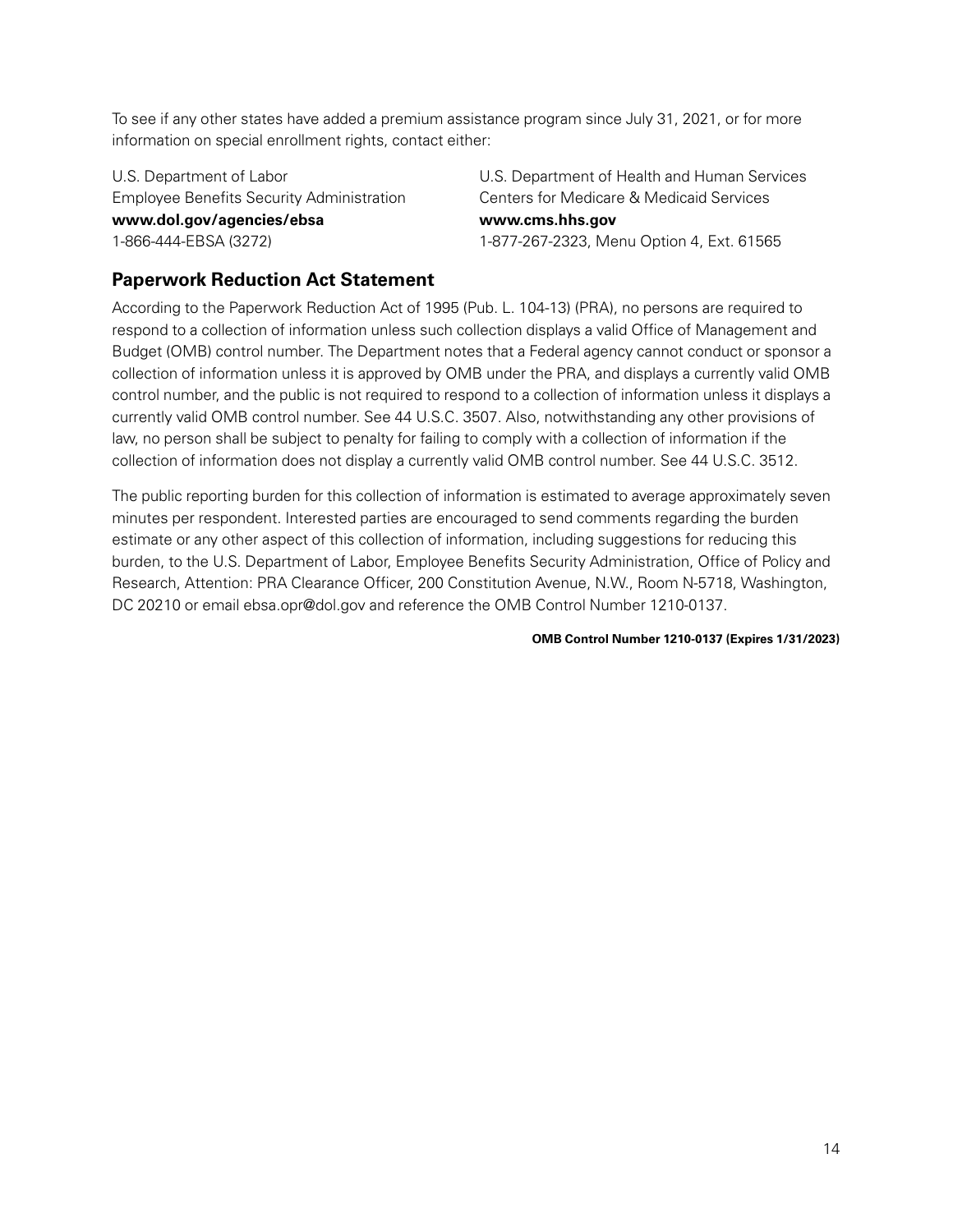To see if any other states have added a premium assistance program since July 31, 2021, or for more information on special enrollment rights, contact either:

U.S. Department of Labor
Employee Benefits Security Administration
**www.dol.gov/agencies/ebsa**
1-866-444-EBSA (3272)

U.S. Department of Health and Human Services
Centers for Medicare & Medicaid Services
**www.cms.hhs.gov**
1-877-267-2323, Menu Option 4, Ext. 61565

## Paperwork Reduction Act Statement

According to the Paperwork Reduction Act of 1995 (Pub. L. 104-13) (PRA), no persons are required to respond to a collection of information unless such collection displays a valid Office of Management and Budget (OMB) control number. The Department notes that a Federal agency cannot conduct or sponsor a collection of information unless it is approved by OMB under the PRA, and displays a currently valid OMB control number, and the public is not required to respond to a collection of information unless it displays a currently valid OMB control number. See 44 U.S.C. 3507. Also, notwithstanding any other provisions of law, no person shall be subject to penalty for failing to comply with a collection of information if the collection of information does not display a currently valid OMB control number. See 44 U.S.C. 3512.

The public reporting burden for this collection of information is estimated to average approximately seven minutes per respondent. Interested parties are encouraged to send comments regarding the burden estimate or any other aspect of this collection of information, including suggestions for reducing this burden, to the U.S. Department of Labor, Employee Benefits Security Administration, Office of Policy and Research, Attention: PRA Clearance Officer, 200 Constitution Avenue, N.W., Room N-5718, Washington, DC 20210 or email ebsa.opr@dol.gov and reference the OMB Control Number 1210-0137.

**OMB Control Number 1210-0137 (Expires 1/31/2023)**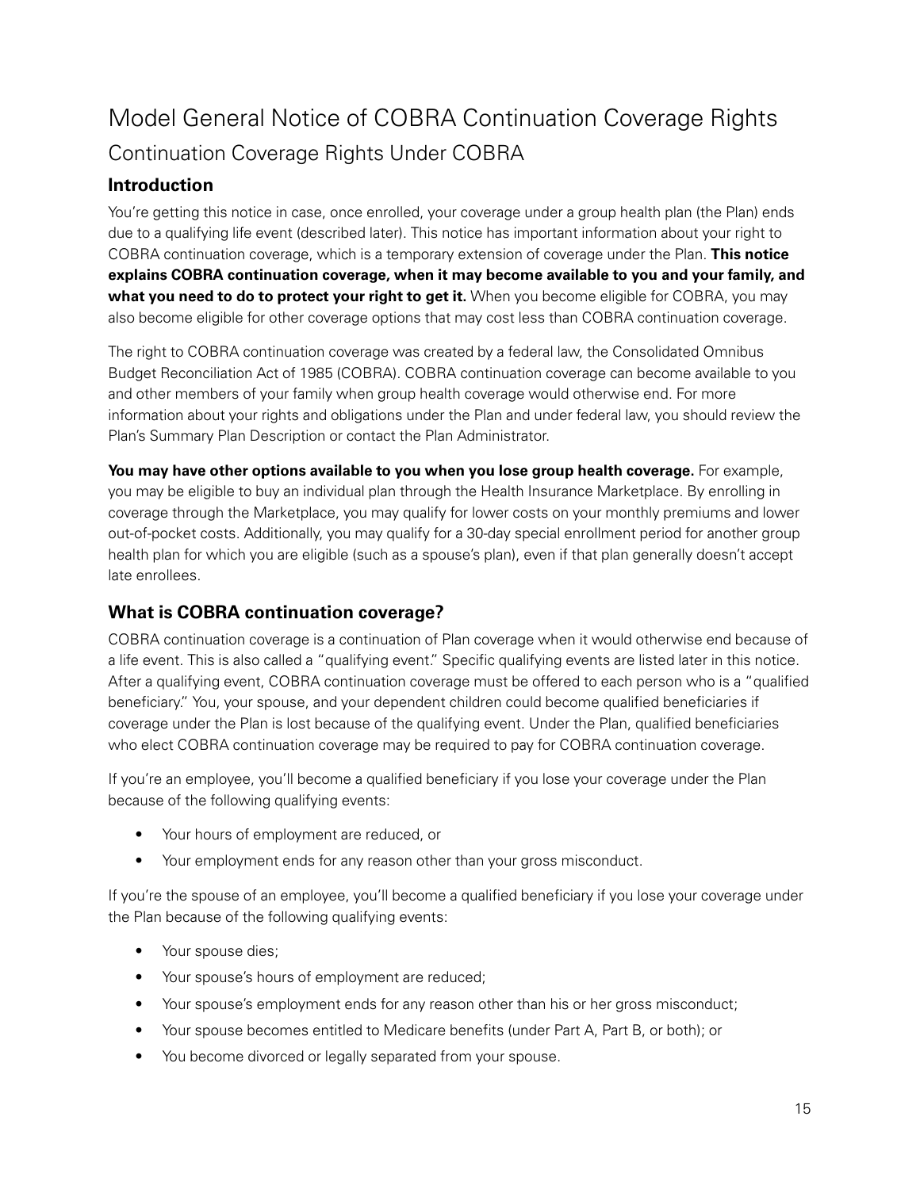# Model General Notice of COBRA Continuation Coverage Rights

## Continuation Coverage Rights Under COBRA

### Introduction

You're getting this notice in case, once enrolled, your coverage under a group health plan (the Plan) ends due to a qualifying life event (described later). This notice has important information about your right to COBRA continuation coverage, which is a temporary extension of coverage under the Plan. **This notice explains COBRA continuation coverage, when it may become available to you and your family, and what you need to do to protect your right to get it.** When you become eligible for COBRA, you may also become eligible for other coverage options that may cost less than COBRA continuation coverage.

The right to COBRA continuation coverage was created by a federal law, the Consolidated Omnibus Budget Reconciliation Act of 1985 (COBRA). COBRA continuation coverage can become available to you and other members of your family when group health coverage would otherwise end. For more information about your rights and obligations under the Plan and under federal law, you should review the Plan's Summary Plan Description or contact the Plan Administrator.

**You may have other options available to you when you lose group health coverage.** For example, you may be eligible to buy an individual plan through the Health Insurance Marketplace. By enrolling in coverage through the Marketplace, you may qualify for lower costs on your monthly premiums and lower out-of-pocket costs. Additionally, you may qualify for a 30-day special enrollment period for another group health plan for which you are eligible (such as a spouse's plan), even if that plan generally doesn't accept late enrollees.

### What is COBRA continuation coverage?

COBRA continuation coverage is a continuation of Plan coverage when it would otherwise end because of a life event. This is also called a "qualifying event." Specific qualifying events are listed later in this notice. After a qualifying event, COBRA continuation coverage must be offered to each person who is a "qualified beneficiary." You, your spouse, and your dependent children could become qualified beneficiaries if coverage under the Plan is lost because of the qualifying event. Under the Plan, qualified beneficiaries who elect COBRA continuation coverage may be required to pay for COBRA continuation coverage.

If you're an employee, you'll become a qualified beneficiary if you lose your coverage under the Plan because of the following qualifying events:

- Your hours of employment are reduced, or
- Your employment ends for any reason other than your gross misconduct.

If you're the spouse of an employee, you'll become a qualified beneficiary if you lose your coverage under the Plan because of the following qualifying events:

- Your spouse dies;
- Your spouse's hours of employment are reduced;
- Your spouse's employment ends for any reason other than his or her gross misconduct;
- Your spouse becomes entitled to Medicare benefits (under Part A, Part B, or both); or
- You become divorced or legally separated from your spouse.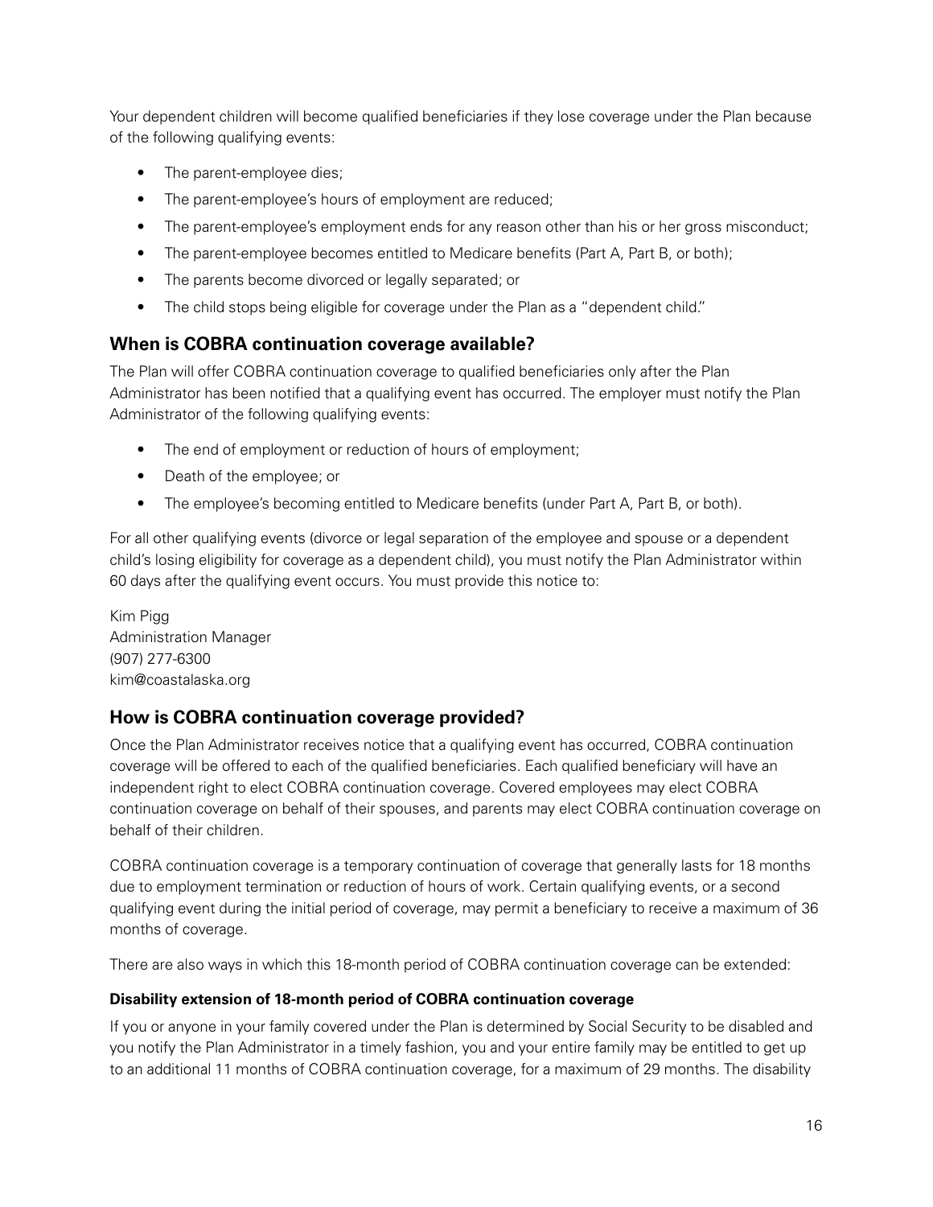Your dependent children will become qualified beneficiaries if they lose coverage under the Plan because of the following qualifying events:

- The parent-employee dies;
- The parent-employee's hours of employment are reduced;
- The parent-employee's employment ends for any reason other than his or her gross misconduct;
- The parent-employee becomes entitled to Medicare benefits (Part A, Part B, or both);
- The parents become divorced or legally separated; or
- The child stops being eligible for coverage under the Plan as a "dependent child."

## When is COBRA continuation coverage available?

The Plan will offer COBRA continuation coverage to qualified beneficiaries only after the Plan Administrator has been notified that a qualifying event has occurred. The employer must notify the Plan Administrator of the following qualifying events:

- The end of employment or reduction of hours of employment;
- Death of the employee; or
- The employee's becoming entitled to Medicare benefits (under Part A, Part B, or both).

For all other qualifying events (divorce or legal separation of the employee and spouse or a dependent child's losing eligibility for coverage as a dependent child), you must notify the Plan Administrator within 60 days after the qualifying event occurs. You must provide this notice to:

Kim Pigg
Administration Manager
(907) 277-6300
kim@coastalaska.org

## How is COBRA continuation coverage provided?

Once the Plan Administrator receives notice that a qualifying event has occurred, COBRA continuation coverage will be offered to each of the qualified beneficiaries. Each qualified beneficiary will have an independent right to elect COBRA continuation coverage. Covered employees may elect COBRA continuation coverage on behalf of their spouses, and parents may elect COBRA continuation coverage on behalf of their children.

COBRA continuation coverage is a temporary continuation of coverage that generally lasts for 18 months due to employment termination or reduction of hours of work. Certain qualifying events, or a second qualifying event during the initial period of coverage, may permit a beneficiary to receive a maximum of 36 months of coverage.

There are also ways in which this 18-month period of COBRA continuation coverage can be extended:

#### Disability extension of 18-month period of COBRA continuation coverage

If you or anyone in your family covered under the Plan is determined by Social Security to be disabled and you notify the Plan Administrator in a timely fashion, you and your entire family may be entitled to get up to an additional 11 months of COBRA continuation coverage, for a maximum of 29 months. The disability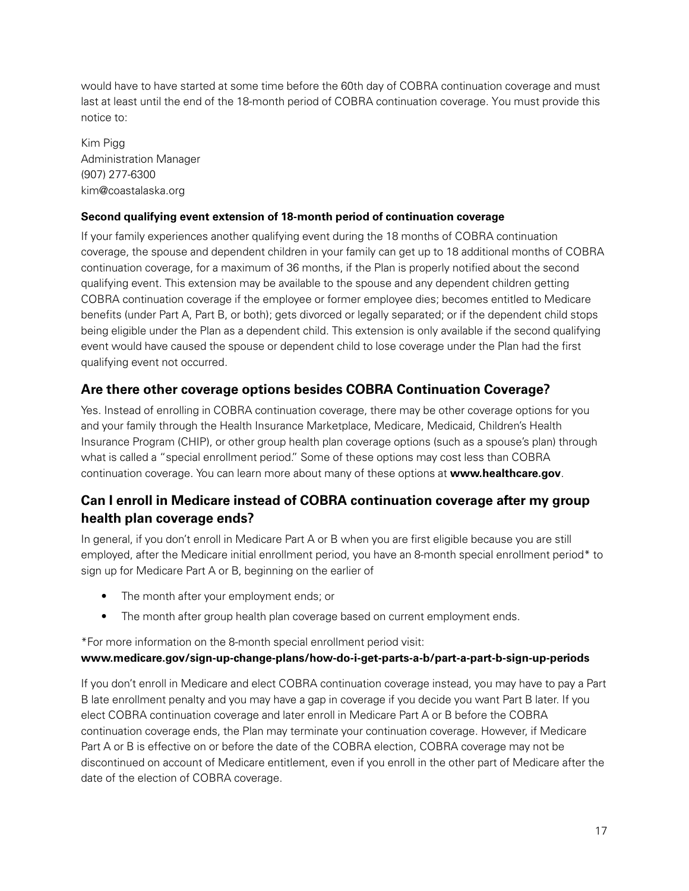would have to have started at some time before the 60th day of COBRA continuation coverage and must last at least until the end of the 18-month period of COBRA continuation coverage. You must provide this notice to:

Kim Pigg
Administration Manager
(907) 277-6300
kim@coastalaska.org

**Second qualifying event extension of 18-month period of continuation coverage**

If your family experiences another qualifying event during the 18 months of COBRA continuation coverage, the spouse and dependent children in your family can get up to 18 additional months of COBRA continuation coverage, for a maximum of 36 months, if the Plan is properly notified about the second qualifying event. This extension may be available to the spouse and any dependent children getting COBRA continuation coverage if the employee or former employee dies; becomes entitled to Medicare benefits (under Part A, Part B, or both); gets divorced or legally separated; or if the dependent child stops being eligible under the Plan as a dependent child. This extension is only available if the second qualifying event would have caused the spouse or dependent child to lose coverage under the Plan had the first qualifying event not occurred.

## Are there other coverage options besides COBRA Continuation Coverage?

Yes. Instead of enrolling in COBRA continuation coverage, there may be other coverage options for you and your family through the Health Insurance Marketplace, Medicare, Medicaid, Children's Health Insurance Program (CHIP), or other group health plan coverage options (such as a spouse's plan) through what is called a "special enrollment period." Some of these options may cost less than COBRA continuation coverage. You can learn more about many of these options at **www.healthcare.gov**.

## Can I enroll in Medicare instead of COBRA continuation coverage after my group health plan coverage ends?

In general, if you don't enroll in Medicare Part A or B when you are first eligible because you are still employed, after the Medicare initial enrollment period, you have an 8-month special enrollment period* to sign up for Medicare Part A or B, beginning on the earlier of

- The month after your employment ends; or
- The month after group health plan coverage based on current employment ends.

*For more information on the 8-month special enrollment period visit:
**www.medicare.gov/sign-up-change-plans/how-do-i-get-parts-a-b/part-a-part-b-sign-up-periods**

If you don't enroll in Medicare and elect COBRA continuation coverage instead, you may have to pay a Part B late enrollment penalty and you may have a gap in coverage if you decide you want Part B later. If you elect COBRA continuation coverage and later enroll in Medicare Part A or B before the COBRA continuation coverage ends, the Plan may terminate your continuation coverage. However, if Medicare Part A or B is effective on or before the date of the COBRA election, COBRA coverage may not be discontinued on account of Medicare entitlement, even if you enroll in the other part of Medicare after the date of the election of COBRA coverage.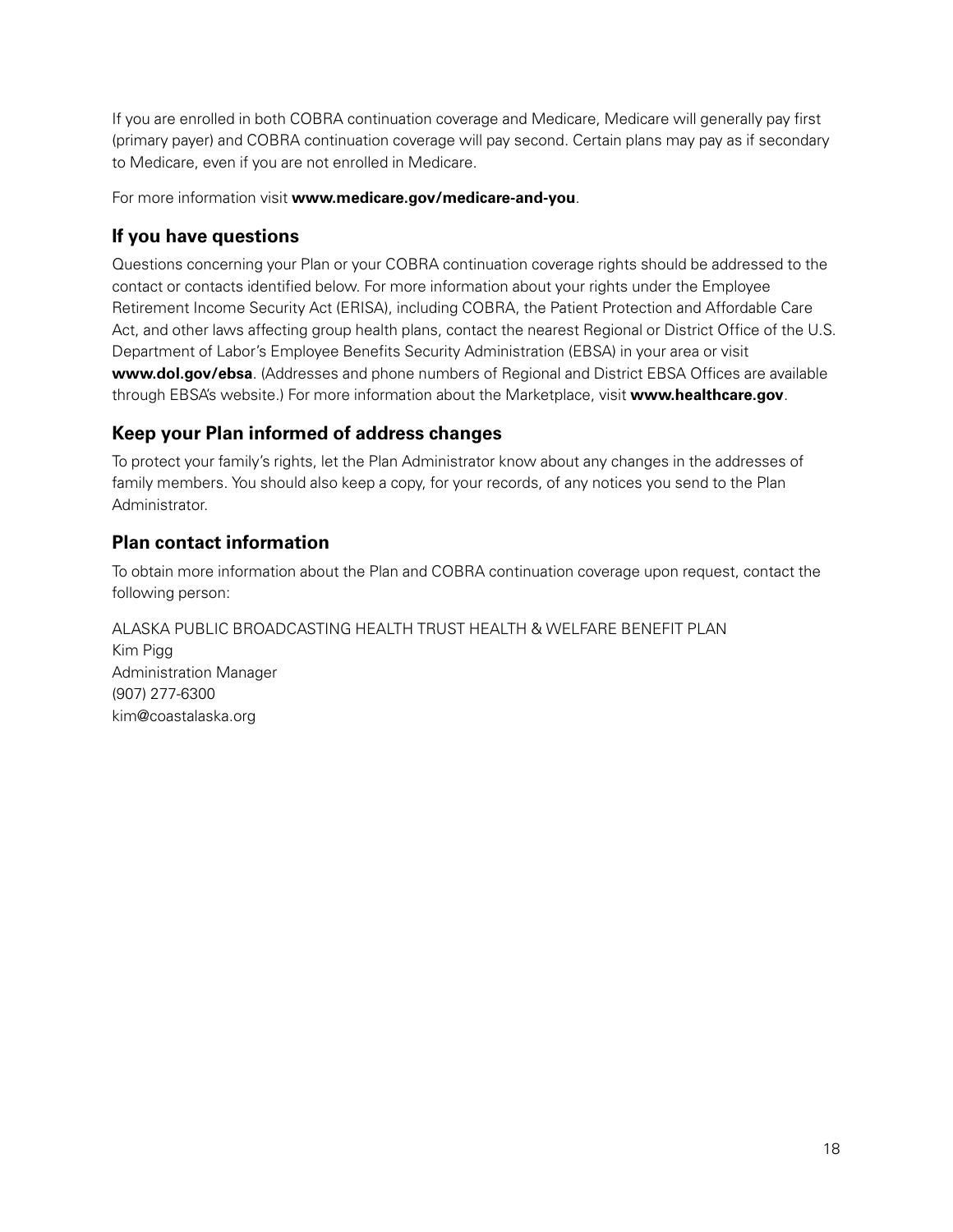If you are enrolled in both COBRA continuation coverage and Medicare, Medicare will generally pay first (primary payer) and COBRA continuation coverage will pay second. Certain plans may pay as if secondary to Medicare, even if you are not enrolled in Medicare.

For more information visit **www.medicare.gov/medicare-and-you**.

## If you have questions

Questions concerning your Plan or your COBRA continuation coverage rights should be addressed to the contact or contacts identified below. For more information about your rights under the Employee Retirement Income Security Act (ERISA), including COBRA, the Patient Protection and Affordable Care Act, and other laws affecting group health plans, contact the nearest Regional or District Office of the U.S. Department of Labor's Employee Benefits Security Administration (EBSA) in your area or visit **www.dol.gov/ebsa**. (Addresses and phone numbers of Regional and District EBSA Offices are available through EBSA's website.) For more information about the Marketplace, visit **www.healthcare.gov**.

## Keep your Plan informed of address changes

To protect your family's rights, let the Plan Administrator know about any changes in the addresses of family members. You should also keep a copy, for your records, of any notices you send to the Plan Administrator.

## Plan contact information

To obtain more information about the Plan and COBRA continuation coverage upon request, contact the following person:

ALASKA PUBLIC BROADCASTING HEALTH TRUST HEALTH & WELFARE BENEFIT PLAN
Kim Pigg
Administration Manager
(907) 277-6300
kim@coastalaska.org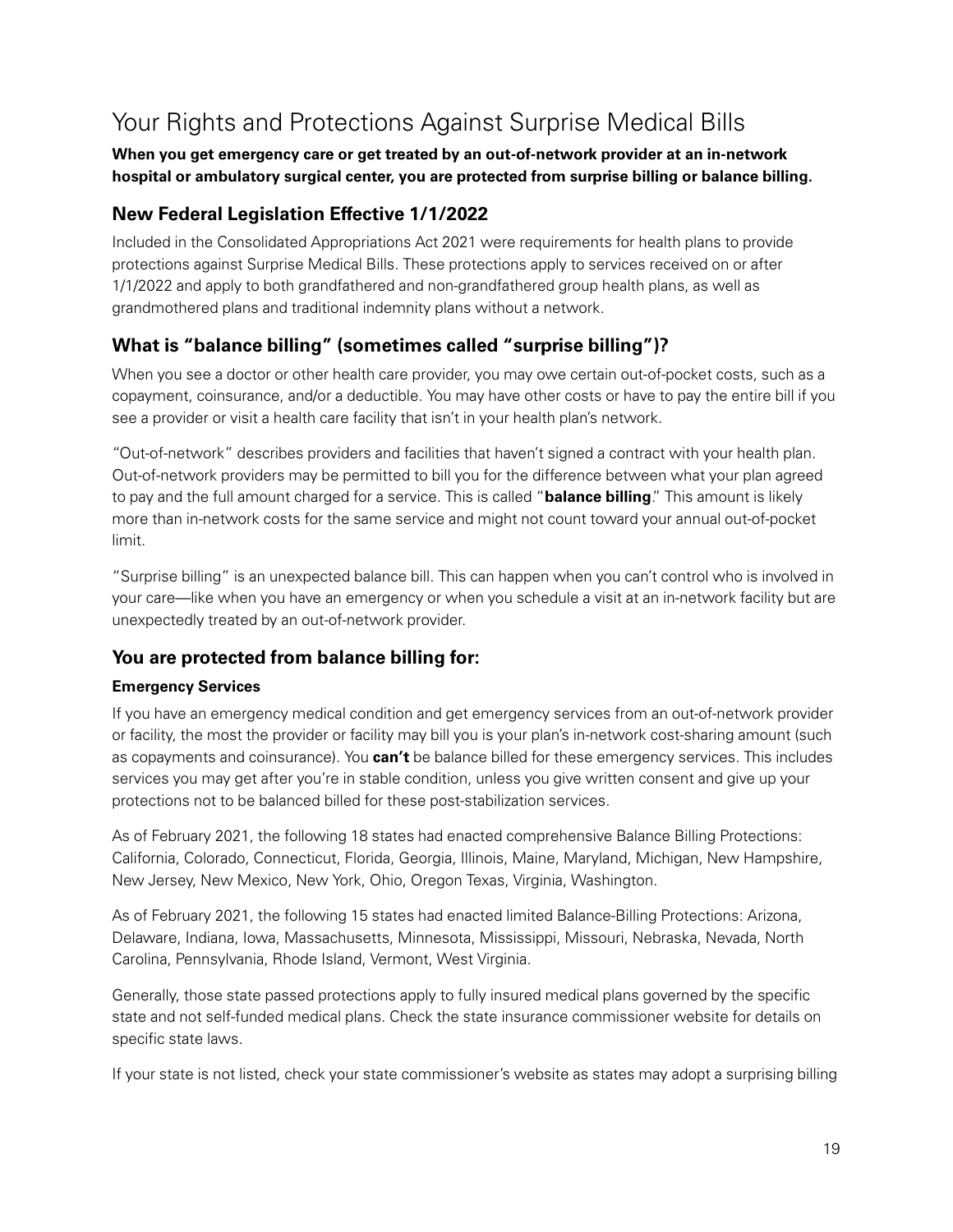# Your Rights and Protections Against Surprise Medical Bills

**When you get emergency care or get treated by an out-of-network provider at an in-network hospital or ambulatory surgical center, you are protected from surprise billing or balance billing.**

## New Federal Legislation Effective 1/1/2022

Included in the Consolidated Appropriations Act 2021 were requirements for health plans to provide protections against Surprise Medical Bills. These protections apply to services received on or after 1/1/2022 and apply to both grandfathered and non-grandfathered group health plans, as well as grandmothered plans and traditional indemnity plans without a network.

## What is "balance billing" (sometimes called "surprise billing")?

When you see a doctor or other health care provider, you may owe certain out-of-pocket costs, such as a copayment, coinsurance, and/or a deductible. You may have other costs or have to pay the entire bill if you see a provider or visit a health care facility that isn't in your health plan's network.

"Out-of-network" describes providers and facilities that haven't signed a contract with your health plan. Out-of-network providers may be permitted to bill you for the difference between what your plan agreed to pay and the full amount charged for a service. This is called "**balance billing**." This amount is likely more than in-network costs for the same service and might not count toward your annual out-of-pocket limit.

"Surprise billing" is an unexpected balance bill. This can happen when you can't control who is involved in your care—like when you have an emergency or when you schedule a visit at an in-network facility but are unexpectedly treated by an out-of-network provider.

## You are protected from balance billing for:

### Emergency Services

If you have an emergency medical condition and get emergency services from an out-of-network provider or facility, the most the provider or facility may bill you is your plan's in-network cost-sharing amount (such as copayments and coinsurance). You **can't** be balance billed for these emergency services. This includes services you may get after you're in stable condition, unless you give written consent and give up your protections not to be balanced billed for these post-stabilization services.

As of February 2021, the following 18 states had enacted comprehensive Balance Billing Protections: California, Colorado, Connecticut, Florida, Georgia, Illinois, Maine, Maryland, Michigan, New Hampshire, New Jersey, New Mexico, New York, Ohio, Oregon Texas, Virginia, Washington.

As of February 2021, the following 15 states had enacted limited Balance-Billing Protections: Arizona, Delaware, Indiana, Iowa, Massachusetts, Minnesota, Mississippi, Missouri, Nebraska, Nevada, North Carolina, Pennsylvania, Rhode Island, Vermont, West Virginia.

Generally, those state passed protections apply to fully insured medical plans governed by the specific state and not self-funded medical plans. Check the state insurance commissioner website for details on specific state laws.

If your state is not listed, check your state commissioner's website as states may adopt a surprising billing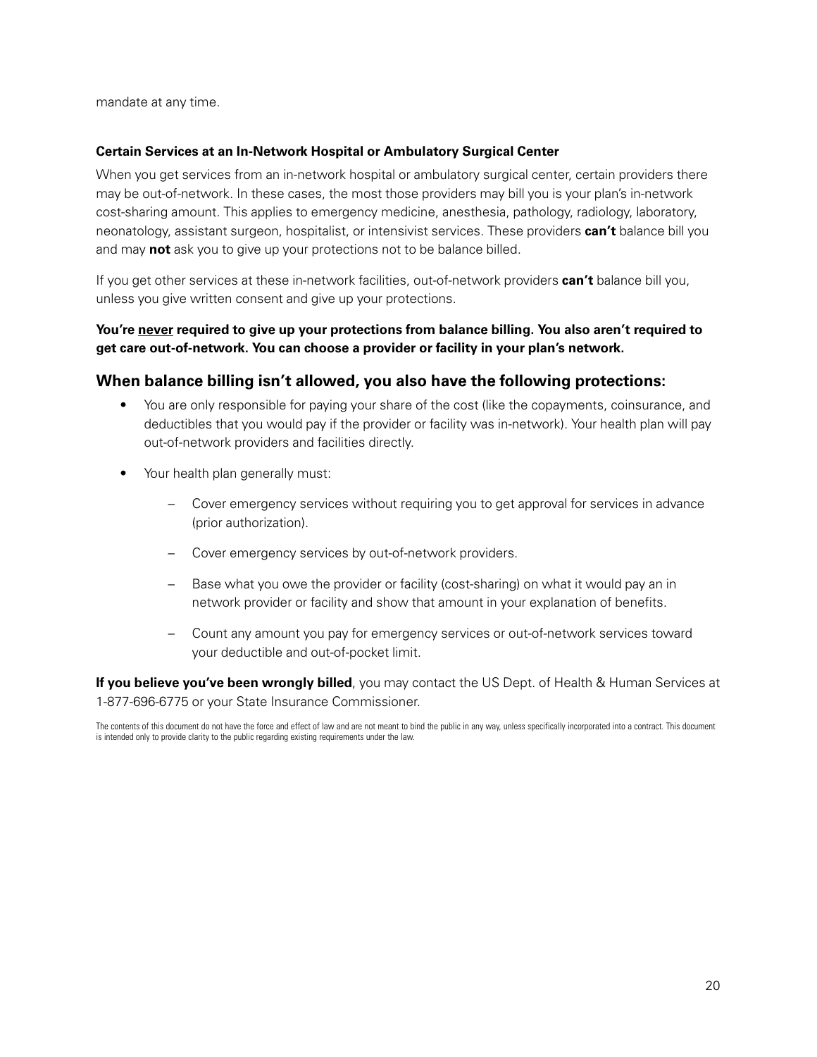mandate at any time.

**Certain Services at an In-Network Hospital or Ambulatory Surgical Center**

When you get services from an in-network hospital or ambulatory surgical center, certain providers there may be out-of-network. In these cases, the most those providers may bill you is your plan's in-network cost-sharing amount. This applies to emergency medicine, anesthesia, pathology, radiology, laboratory, neonatology, assistant surgeon, hospitalist, or intensivist services. These providers **can't** balance bill you and may **not** ask you to give up your protections not to be balance billed.

If you get other services at these in-network facilities, out-of-network providers **can't** balance bill you, unless you give written consent and give up your protections.

**You're <u>never</u> required to give up your protections from balance billing. You also aren't required to get care out-of-network. You can choose a provider or facility in your plan's network.**

## When balance billing isn't allowed, you also have the following protections:

- You are only responsible for paying your share of the cost (like the copayments, coinsurance, and deductibles that you would pay if the provider or facility was in-network). Your health plan will pay out-of-network providers and facilities directly.
- Your health plan generally must:
  - Cover emergency services without requiring you to get approval for services in advance (prior authorization).
  - Cover emergency services by out-of-network providers.
  - Base what you owe the provider or facility (cost-sharing) on what it would pay an in network provider or facility and show that amount in your explanation of benefits.
  - Count any amount you pay for emergency services or out-of-network services toward your deductible and out-of-pocket limit.

**If you believe you've been wrongly billed**, you may contact the US Dept. of Health & Human Services at 1-877-696-6775 or your State Insurance Commissioner.

The contents of this document do not have the force and effect of law and are not meant to bind the public in any way, unless specifically incorporated into a contract. This document is intended only to provide clarity to the public regarding existing requirements under the law.